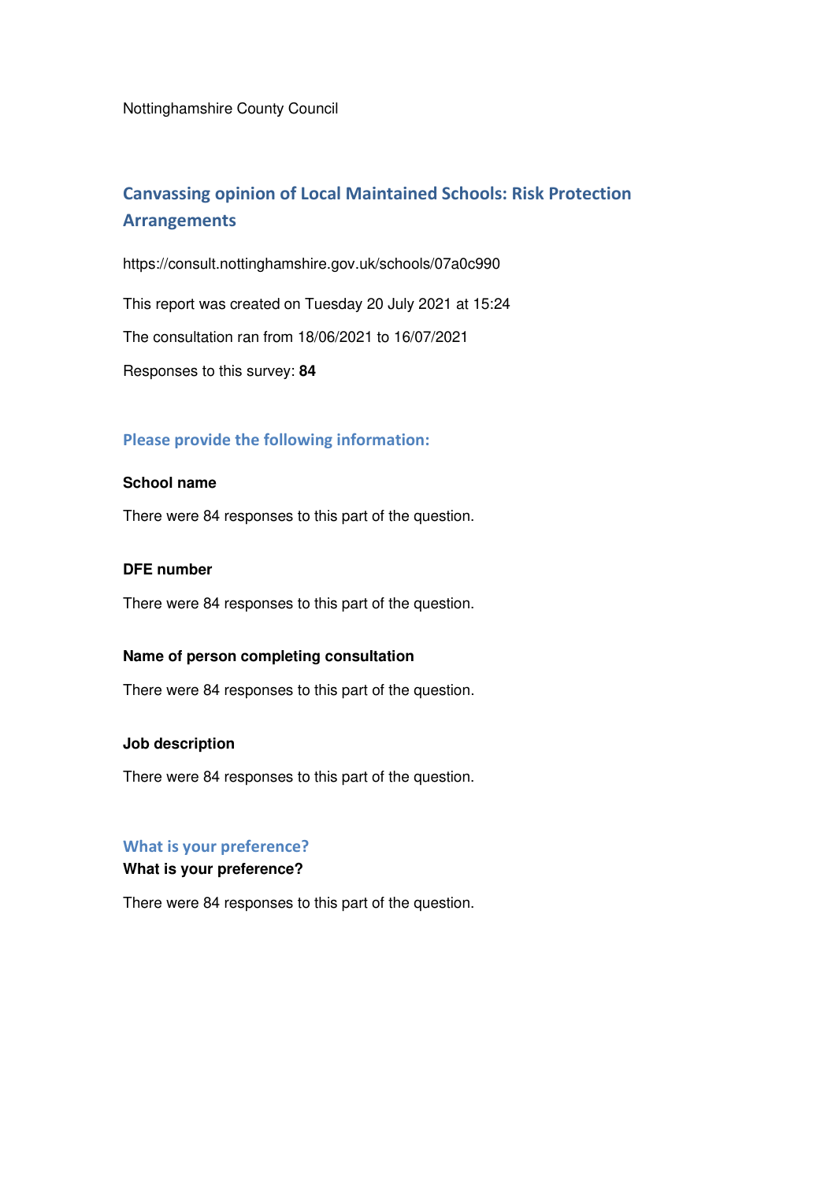Nottinghamshire County Council

# Canvassing opinion of Local Maintained Schools: Risk Protection Arrangements

https://consult.nottinghamshire.gov.uk/schools/07a0c990

This report was created on Tuesday 20 July 2021 at 15:24

The consultation ran from 18/06/2021 to 16/07/2021

Responses to this survey: **84**

## Please provide the following information:

**School name**

There were 84 responses to this part of the question.

**DFE number**

There were 84 responses to this part of the question.

**Name of person completing consultation**

There were 84 responses to this part of the question.

**Job description**

There were 84 responses to this part of the question.

## What is your preference?

**What is your preference?**

There were 84 responses to this part of the question.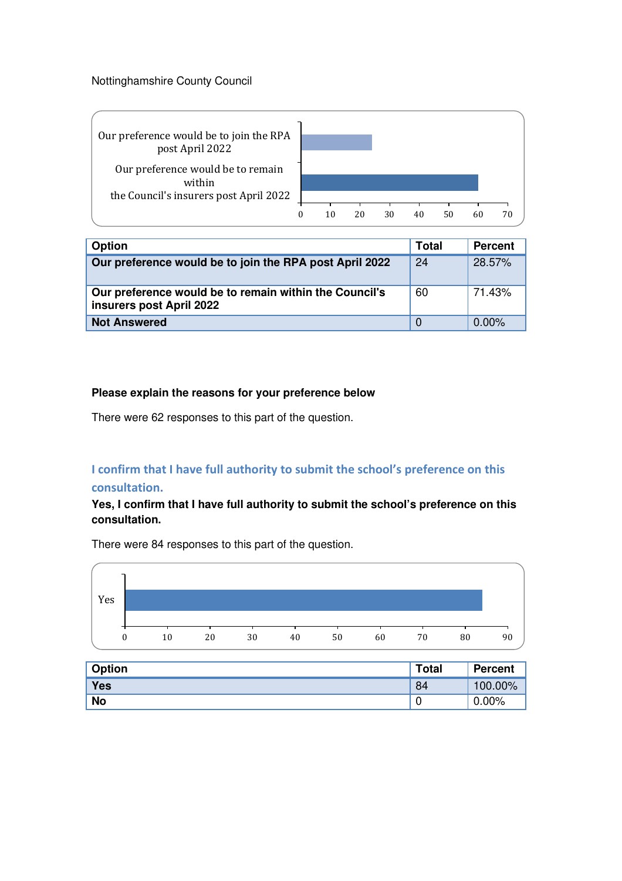Nottinghamshire County Council

Our preference would be to join the RPA post April 2022

Our preference would be to remain within the Council's insurers post April 2022

0 10 20 30 40 50 60 70

| Option | Total | Percent |
|---|---|---|
| **Our preference would be to join the RPA post April 2022** | 24 | 28.57% |
| **Our preference would be to remain within the Council's insurers post April 2022** | 60 | 71.43% |
| **Not Answered** | 0 | 0.00% |

**Please explain the reasons for your preference below**

There were 62 responses to this part of the question.

## I confirm that I have full authority to submit the school's preference on this consultation.

**Yes, I confirm that I have full authority to submit the school's preference on this consultation.**

There were 84 responses to this part of the question.

Yes

0 10 20 30 40 50 60 70 80 90

| Option | Total | Percent |
|---|---|---|
| **Yes** | 84 | 100.00% |
| **No** | 0 | 0.00% |